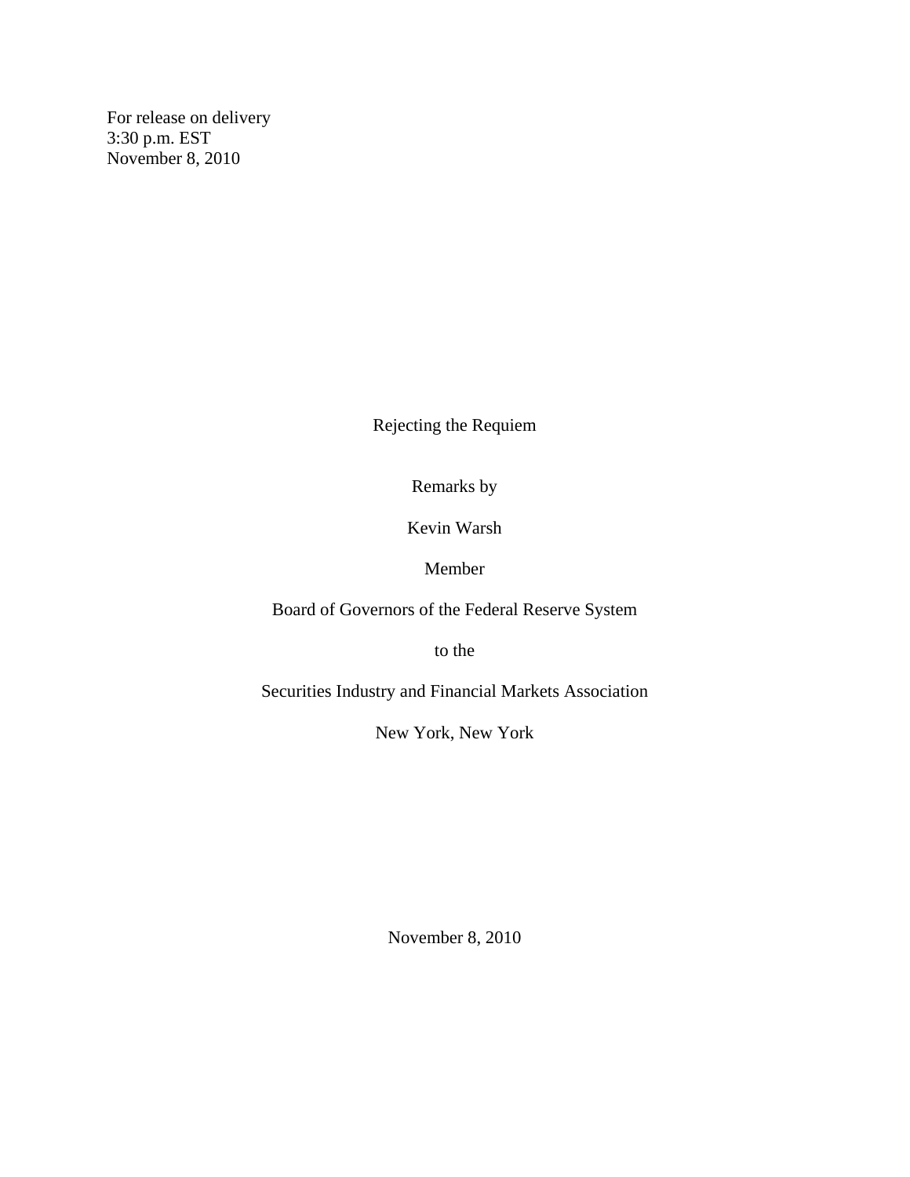For release on delivery
3:30 p.m. EST
November 8, 2010

# Rejecting the Requiem

Remarks by

Kevin Warsh

Member

Board of Governors of the Federal Reserve System

to the

Securities Industry and Financial Markets Association

New York, New York

November 8, 2010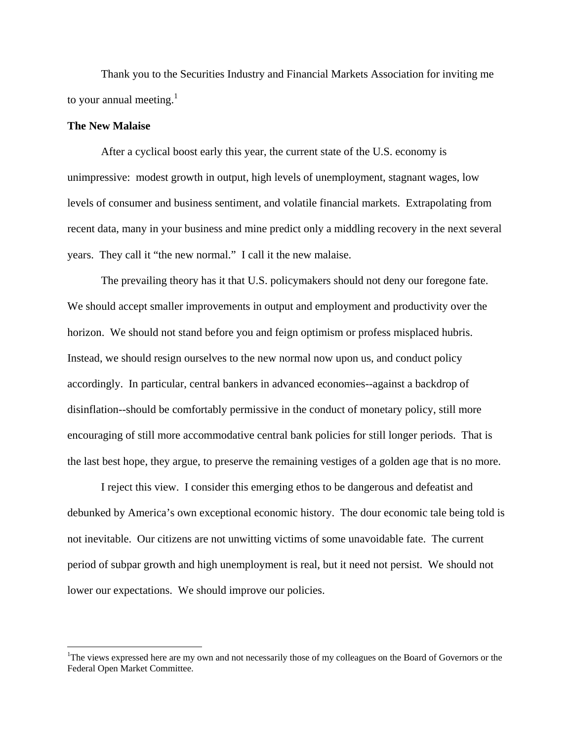Thank you to the Securities Industry and Financial Markets Association for inviting me to your annual meeting.[1]

**The New Malaise**

After a cyclical boost early this year, the current state of the U.S. economy is unimpressive: modest growth in output, high levels of unemployment, stagnant wages, low levels of consumer and business sentiment, and volatile financial markets. Extrapolating from recent data, many in your business and mine predict only a middling recovery in the next several years. They call it "the new normal." I call it the new malaise.

The prevailing theory has it that U.S. policymakers should not deny our foregone fate. We should accept smaller improvements in output and employment and productivity over the horizon. We should not stand before you and feign optimism or profess misplaced hubris. Instead, we should resign ourselves to the new normal now upon us, and conduct policy accordingly. In particular, central bankers in advanced economies--against a backdrop of disinflation--should be comfortably permissive in the conduct of monetary policy, still more encouraging of still more accommodative central bank policies for still longer periods. That is the last best hope, they argue, to preserve the remaining vestiges of a golden age that is no more.

I reject this view. I consider this emerging ethos to be dangerous and defeatist and debunked by America's own exceptional economic history. The dour economic tale being told is not inevitable. Our citizens are not unwitting victims of some unavoidable fate. The current period of subpar growth and high unemployment is real, but it need not persist. We should not lower our expectations. We should improve our policies.

[1] The views expressed here are my own and not necessarily those of my colleagues on the Board of Governors or the Federal Open Market Committee.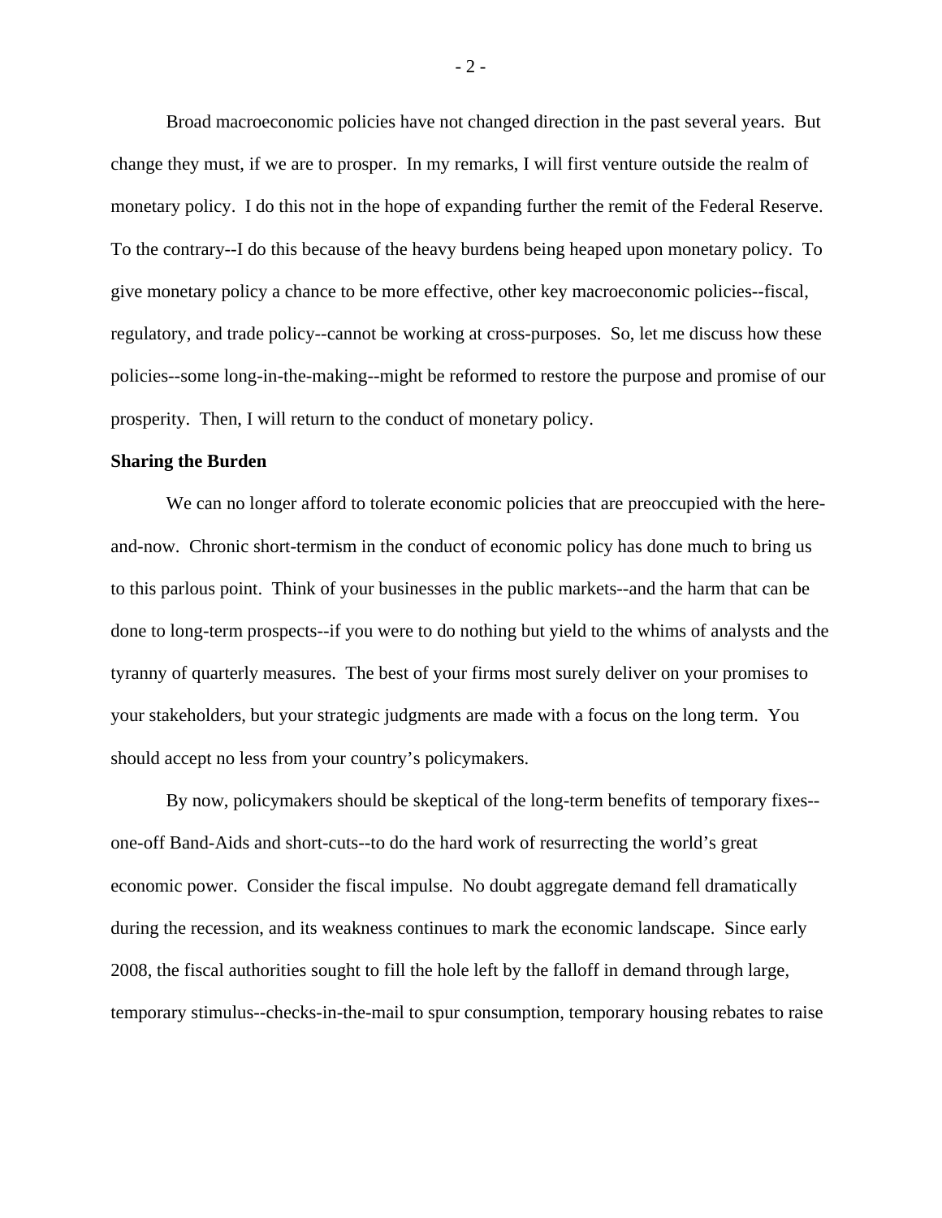Broad macroeconomic policies have not changed direction in the past several years. But change they must, if we are to prosper. In my remarks, I will first venture outside the realm of monetary policy. I do this not in the hope of expanding further the remit of the Federal Reserve. To the contrary--I do this because of the heavy burdens being heaped upon monetary policy. To give monetary policy a chance to be more effective, other key macroeconomic policies--fiscal, regulatory, and trade policy--cannot be working at cross-purposes. So, let me discuss how these policies--some long-in-the-making--might be reformed to restore the purpose and promise of our prosperity. Then, I will return to the conduct of monetary policy.

**Sharing the Burden**

We can no longer afford to tolerate economic policies that are preoccupied with the here-and-now. Chronic short-termism in the conduct of economic policy has done much to bring us to this parlous point. Think of your businesses in the public markets--and the harm that can be done to long-term prospects--if you were to do nothing but yield to the whims of analysts and the tyranny of quarterly measures. The best of your firms most surely deliver on your promises to your stakeholders, but your strategic judgments are made with a focus on the long term. You should accept no less from your country's policymakers.

By now, policymakers should be skeptical of the long-term benefits of temporary fixes--one-off Band-Aids and short-cuts--to do the hard work of resurrecting the world's great economic power. Consider the fiscal impulse. No doubt aggregate demand fell dramatically during the recession, and its weakness continues to mark the economic landscape. Since early 2008, the fiscal authorities sought to fill the hole left by the falloff in demand through large, temporary stimulus--checks-in-the-mail to spur consumption, temporary housing rebates to raise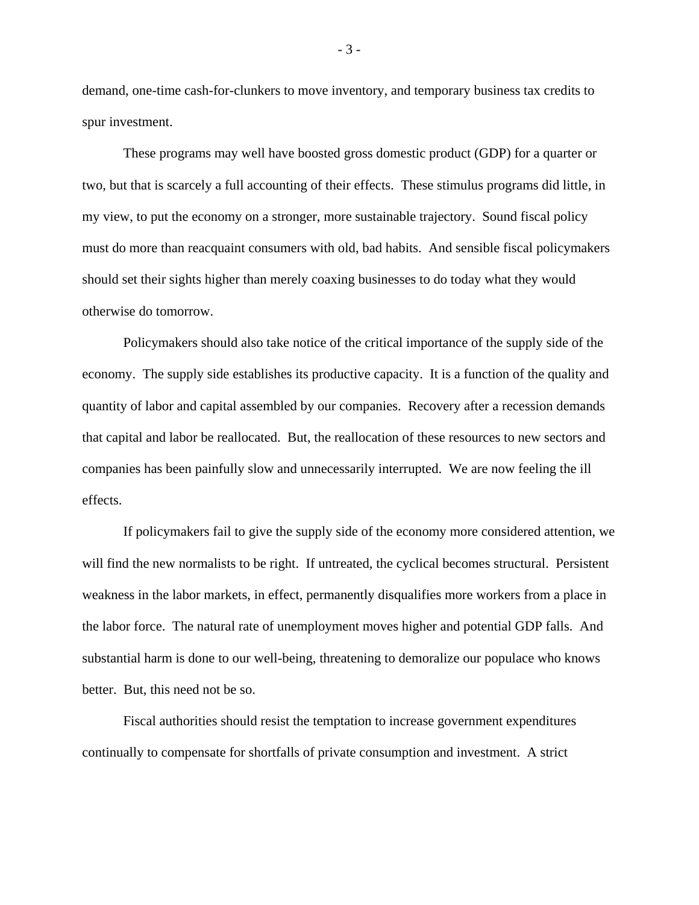demand, one-time cash-for-clunkers to move inventory, and temporary business tax credits to spur investment.

These programs may well have boosted gross domestic product (GDP) for a quarter or two, but that is scarcely a full accounting of their effects. These stimulus programs did little, in my view, to put the economy on a stronger, more sustainable trajectory. Sound fiscal policy must do more than reacquaint consumers with old, bad habits. And sensible fiscal policymakers should set their sights higher than merely coaxing businesses to do today what they would otherwise do tomorrow.

Policymakers should also take notice of the critical importance of the supply side of the economy. The supply side establishes its productive capacity. It is a function of the quality and quantity of labor and capital assembled by our companies. Recovery after a recession demands that capital and labor be reallocated. But, the reallocation of these resources to new sectors and companies has been painfully slow and unnecessarily interrupted. We are now feeling the ill effects.

If policymakers fail to give the supply side of the economy more considered attention, we will find the new normalists to be right. If untreated, the cyclical becomes structural. Persistent weakness in the labor markets, in effect, permanently disqualifies more workers from a place in the labor force. The natural rate of unemployment moves higher and potential GDP falls. And substantial harm is done to our well-being, threatening to demoralize our populace who knows better. But, this need not be so.

Fiscal authorities should resist the temptation to increase government expenditures continually to compensate for shortfalls of private consumption and investment. A strict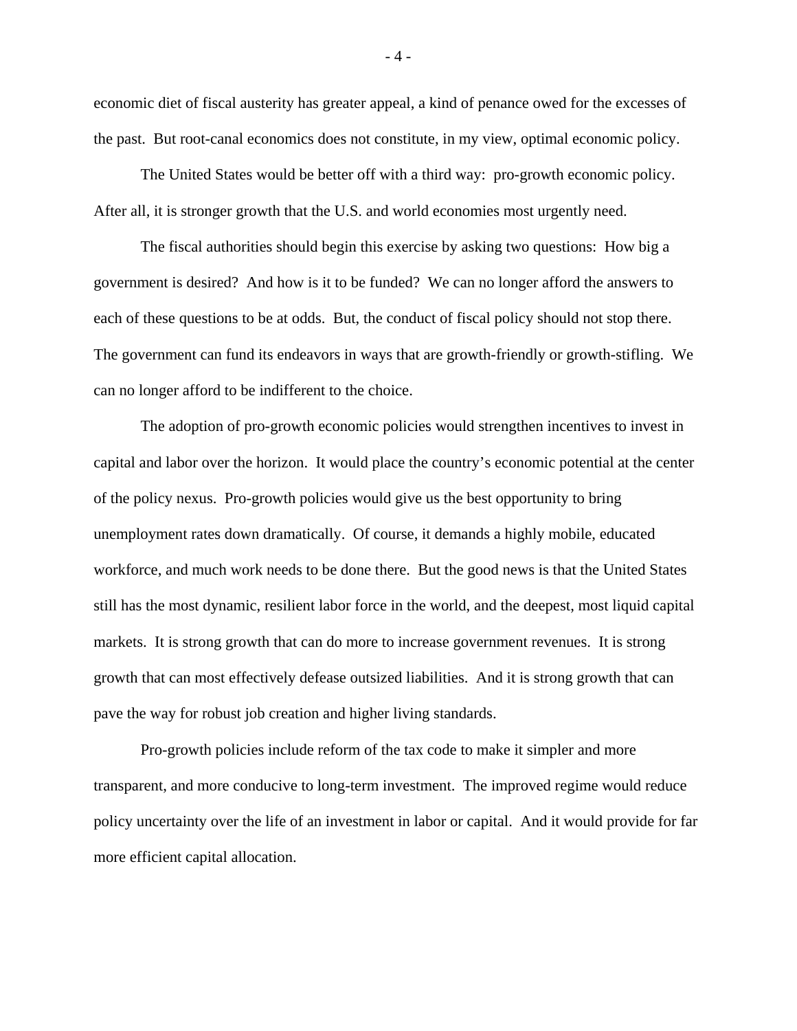economic diet of fiscal austerity has greater appeal, a kind of penance owed for the excesses of the past. But root-canal economics does not constitute, in my view, optimal economic policy.

The United States would be better off with a third way: pro-growth economic policy. After all, it is stronger growth that the U.S. and world economies most urgently need.

The fiscal authorities should begin this exercise by asking two questions: How big a government is desired? And how is it to be funded? We can no longer afford the answers to each of these questions to be at odds. But, the conduct of fiscal policy should not stop there. The government can fund its endeavors in ways that are growth-friendly or growth-stifling. We can no longer afford to be indifferent to the choice.

The adoption of pro-growth economic policies would strengthen incentives to invest in capital and labor over the horizon. It would place the country's economic potential at the center of the policy nexus. Pro-growth policies would give us the best opportunity to bring unemployment rates down dramatically. Of course, it demands a highly mobile, educated workforce, and much work needs to be done there. But the good news is that the United States still has the most dynamic, resilient labor force in the world, and the deepest, most liquid capital markets. It is strong growth that can do more to increase government revenues. It is strong growth that can most effectively defease outsized liabilities. And it is strong growth that can pave the way for robust job creation and higher living standards.

Pro-growth policies include reform of the tax code to make it simpler and more transparent, and more conducive to long-term investment. The improved regime would reduce policy uncertainty over the life of an investment in labor or capital. And it would provide for far more efficient capital allocation.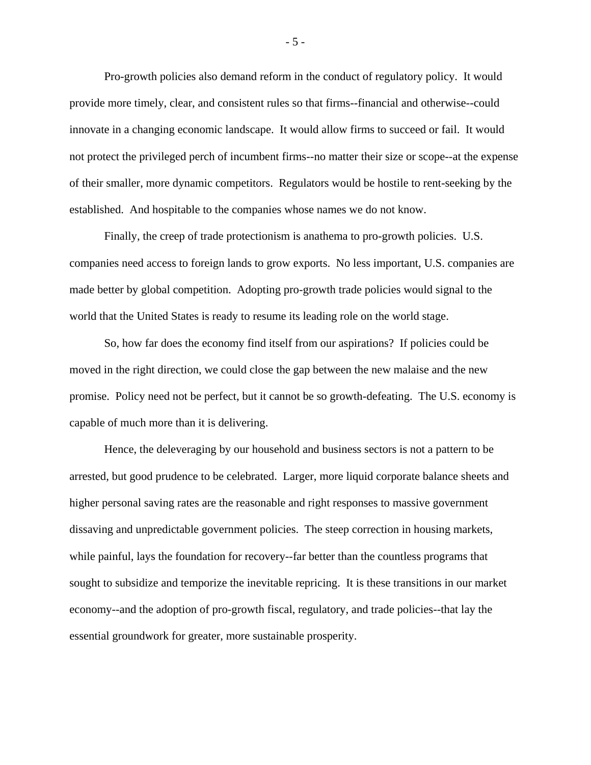Pro-growth policies also demand reform in the conduct of regulatory policy. It would provide more timely, clear, and consistent rules so that firms--financial and otherwise--could innovate in a changing economic landscape. It would allow firms to succeed or fail. It would not protect the privileged perch of incumbent firms--no matter their size or scope--at the expense of their smaller, more dynamic competitors. Regulators would be hostile to rent-seeking by the established. And hospitable to the companies whose names we do not know.

Finally, the creep of trade protectionism is anathema to pro-growth policies. U.S. companies need access to foreign lands to grow exports. No less important, U.S. companies are made better by global competition. Adopting pro-growth trade policies would signal to the world that the United States is ready to resume its leading role on the world stage.

So, how far does the economy find itself from our aspirations? If policies could be moved in the right direction, we could close the gap between the new malaise and the new promise. Policy need not be perfect, but it cannot be so growth-defeating. The U.S. economy is capable of much more than it is delivering.

Hence, the deleveraging by our household and business sectors is not a pattern to be arrested, but good prudence to be celebrated. Larger, more liquid corporate balance sheets and higher personal saving rates are the reasonable and right responses to massive government dissaving and unpredictable government policies. The steep correction in housing markets, while painful, lays the foundation for recovery--far better than the countless programs that sought to subsidize and temporize the inevitable repricing. It is these transitions in our market economy--and the adoption of pro-growth fiscal, regulatory, and trade policies--that lay the essential groundwork for greater, more sustainable prosperity.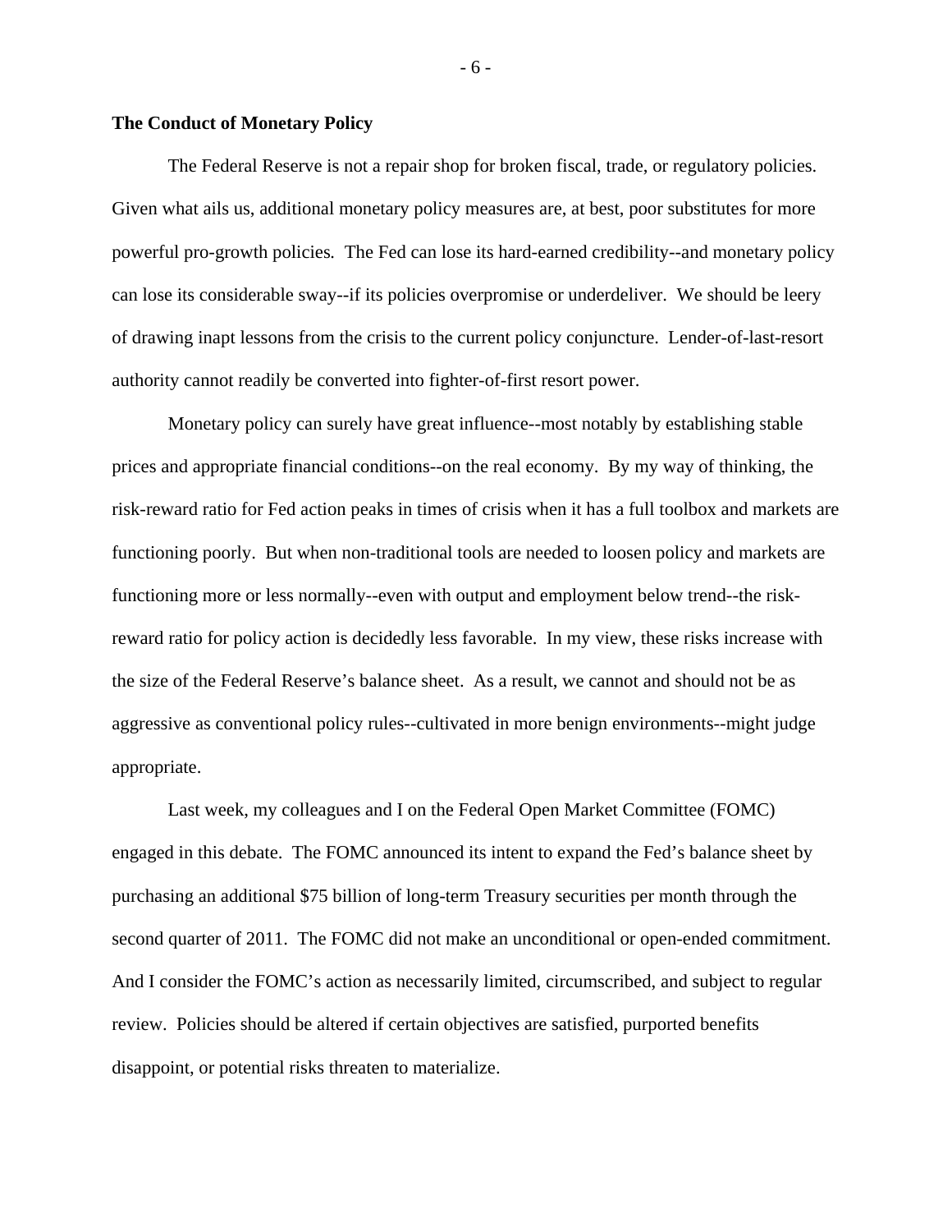**The Conduct of Monetary Policy**

The Federal Reserve is not a repair shop for broken fiscal, trade, or regulatory policies. Given what ails us, additional monetary policy measures are, at best, poor substitutes for more powerful pro-growth policies. The Fed can lose its hard-earned credibility--and monetary policy can lose its considerable sway--if its policies overpromise or underdeliver. We should be leery of drawing inapt lessons from the crisis to the current policy conjuncture. Lender-of-last-resort authority cannot readily be converted into fighter-of-first resort power.

Monetary policy can surely have great influence--most notably by establishing stable prices and appropriate financial conditions--on the real economy. By my way of thinking, the risk-reward ratio for Fed action peaks in times of crisis when it has a full toolbox and markets are functioning poorly. But when non-traditional tools are needed to loosen policy and markets are functioning more or less normally--even with output and employment below trend--the risk-reward ratio for policy action is decidedly less favorable. In my view, these risks increase with the size of the Federal Reserve's balance sheet. As a result, we cannot and should not be as aggressive as conventional policy rules--cultivated in more benign environments--might judge appropriate.

Last week, my colleagues and I on the Federal Open Market Committee (FOMC) engaged in this debate. The FOMC announced its intent to expand the Fed's balance sheet by purchasing an additional $75 billion of long-term Treasury securities per month through the second quarter of 2011. The FOMC did not make an unconditional or open-ended commitment. And I consider the FOMC's action as necessarily limited, circumscribed, and subject to regular review. Policies should be altered if certain objectives are satisfied, purported benefits disappoint, or potential risks threaten to materialize.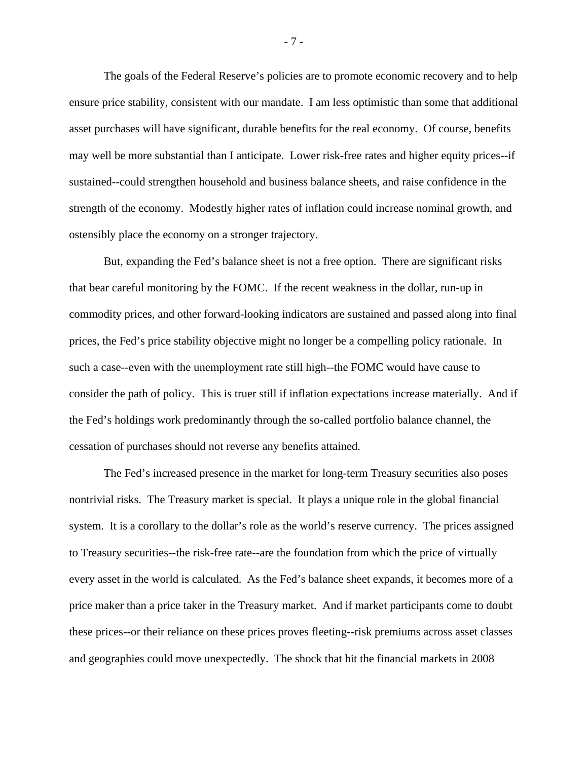The goals of the Federal Reserve's policies are to promote economic recovery and to help ensure price stability, consistent with our mandate. I am less optimistic than some that additional asset purchases will have significant, durable benefits for the real economy. Of course, benefits may well be more substantial than I anticipate. Lower risk-free rates and higher equity prices--if sustained--could strengthen household and business balance sheets, and raise confidence in the strength of the economy. Modestly higher rates of inflation could increase nominal growth, and ostensibly place the economy on a stronger trajectory.

But, expanding the Fed's balance sheet is not a free option. There are significant risks that bear careful monitoring by the FOMC. If the recent weakness in the dollar, run-up in commodity prices, and other forward-looking indicators are sustained and passed along into final prices, the Fed's price stability objective might no longer be a compelling policy rationale. In such a case--even with the unemployment rate still high--the FOMC would have cause to consider the path of policy. This is truer still if inflation expectations increase materially. And if the Fed's holdings work predominantly through the so-called portfolio balance channel, the cessation of purchases should not reverse any benefits attained.

The Fed's increased presence in the market for long-term Treasury securities also poses nontrivial risks. The Treasury market is special. It plays a unique role in the global financial system. It is a corollary to the dollar's role as the world's reserve currency. The prices assigned to Treasury securities--the risk-free rate--are the foundation from which the price of virtually every asset in the world is calculated. As the Fed's balance sheet expands, it becomes more of a price maker than a price taker in the Treasury market. And if market participants come to doubt these prices--or their reliance on these prices proves fleeting--risk premiums across asset classes and geographies could move unexpectedly. The shock that hit the financial markets in 2008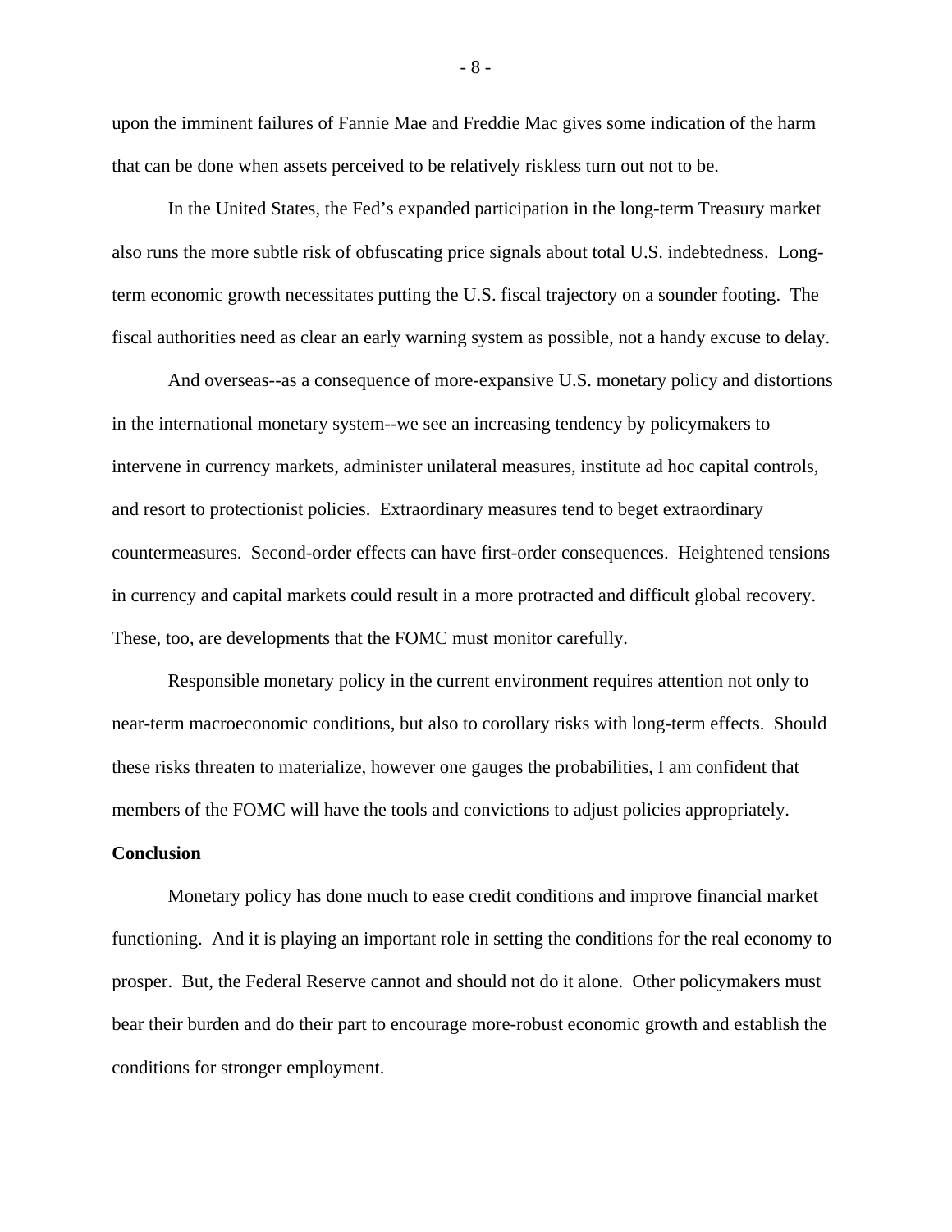upon the imminent failures of Fannie Mae and Freddie Mac gives some indication of the harm that can be done when assets perceived to be relatively riskless turn out not to be.

In the United States, the Fed's expanded participation in the long-term Treasury market also runs the more subtle risk of obfuscating price signals about total U.S. indebtedness. Long-term economic growth necessitates putting the U.S. fiscal trajectory on a sounder footing. The fiscal authorities need as clear an early warning system as possible, not a handy excuse to delay.

And overseas--as a consequence of more-expansive U.S. monetary policy and distortions in the international monetary system--we see an increasing tendency by policymakers to intervene in currency markets, administer unilateral measures, institute ad hoc capital controls, and resort to protectionist policies. Extraordinary measures tend to beget extraordinary countermeasures. Second-order effects can have first-order consequences. Heightened tensions in currency and capital markets could result in a more protracted and difficult global recovery. These, too, are developments that the FOMC must monitor carefully.

Responsible monetary policy in the current environment requires attention not only to near-term macroeconomic conditions, but also to corollary risks with long-term effects. Should these risks threaten to materialize, however one gauges the probabilities, I am confident that members of the FOMC will have the tools and convictions to adjust policies appropriately.

**Conclusion**

Monetary policy has done much to ease credit conditions and improve financial market functioning. And it is playing an important role in setting the conditions for the real economy to prosper. But, the Federal Reserve cannot and should not do it alone. Other policymakers must bear their burden and do their part to encourage more-robust economic growth and establish the conditions for stronger employment.